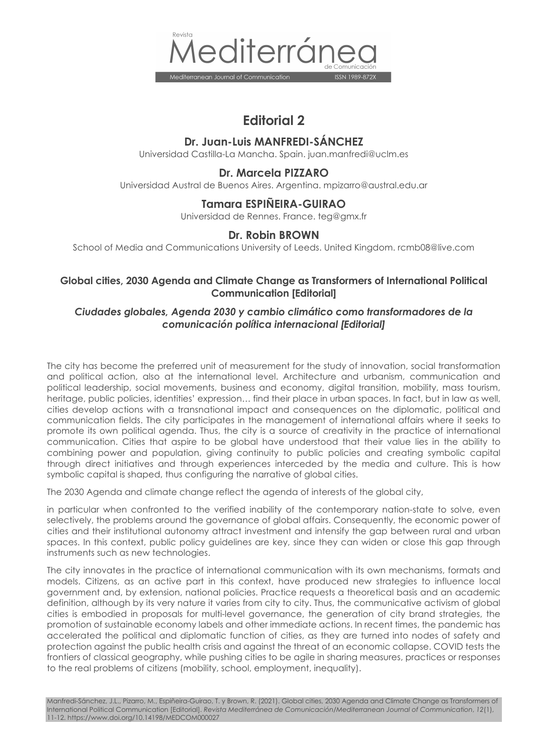# Editorial 2

### Dr. Juan-Luis MANFREDI-SÁNCHEZ

Universidad Castilla-La Mancha. Spain. juan.manfredi@uclm.es

### Dr. Marcela PIZZARO

Universidad Austral de Buenos Aires. Argentina. mpizarro@austral.edu.ar

### Tamara ESPIÑEIRA-GUIRAO

Universidad de Rennes. France. teg@gmx.fr

### Dr. Robin BROWN

School of Media and Communications University of Leeds. United Kingdom. rcmb08@live.com

**Global cities, 2030 Agenda and Climate Change as Transformers of International Political Communication [Editorial]**

***Ciudades globales, Agenda 2030 y cambio climático como transformadores de la comunicación política internacional [Editorial]***

The city has become the preferred unit of measurement for the study of innovation, social transformation and political action, also at the international level. Architecture and urbanism, communication and political leadership, social movements, business and economy, digital transition, mobility, mass tourism, heritage, public policies, identities' expression… find their place in urban spaces. In fact, but in law as well, cities develop actions with a transnational impact and consequences on the diplomatic, political and communication fields. The city participates in the management of international affairs where it seeks to promote its own political agenda. Thus, the city is a source of creativity in the practice of international communication. Cities that aspire to be global have understood that their value lies in the ability to combining power and population, giving continuity to public policies and creating symbolic capital through direct initiatives and through experiences interceded by the media and culture. This is how symbolic capital is shaped, thus configuring the narrative of global cities.

The 2030 Agenda and climate change reflect the agenda of interests of the global city,

in particular when confronted to the verified inability of the contemporary nation-state to solve, even selectively, the problems around the governance of global affairs. Consequently, the economic power of cities and their institutional autonomy attract investment and intensify the gap between rural and urban spaces. In this context, public policy guidelines are key, since they can widen or close this gap through instruments such as new technologies.

The city innovates in the practice of international communication with its own mechanisms, formats and models. Citizens, as an active part in this context, have produced new strategies to influence local government and, by extension, national policies. Practice requests a theoretical basis and an academic definition, although by its very nature it varies from city to city. Thus, the communicative activism of global cities is embodied in proposals for multi-level governance, the generation of city brand strategies, the promotion of sustainable economy labels and other immediate actions. In recent times, the pandemic has accelerated the political and diplomatic function of cities, as they are turned into nodes of safety and protection against the public health crisis and against the threat of an economic collapse. COVID tests the frontiers of classical geography, while pushing cities to be agile in sharing measures, practices or responses to the real problems of citizens (mobility, school, employment, inequality).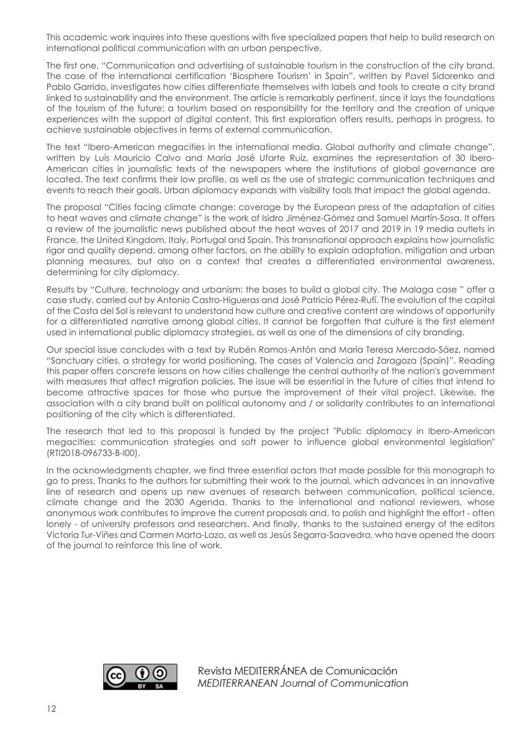This academic work inquires into these questions with five specialized papers that help to build research on international political communication with an urban perspective.

The first one, "Communication and advertising of sustainable tourism in the construction of the city brand. The case of the international certification 'Biosphere Tourism' in Spain", written by Pavel Sidorenko and Pablo Garrido, investigates how cities differentiate themselves with labels and tools to create a city brand linked to sustainability and the environment. The article is remarkably pertinent, since it lays the foundations of the tourism of the future; a tourism based on responsibility for the territory and the creation of unique experiences with the support of digital content. This first exploration offers results, perhaps in progress, to achieve sustainable objectives in terms of external communication.

The text "Ibero-American megacities in the international media. Global authority and climate change", written by Luis Mauricio Calvo and María José Ufarte Ruiz, examines the representation of 30 Ibero-American cities in journalistic texts of the newspapers where the institutions of global governance are located. The text confirms their low profile, as well as the use of strategic communication techniques and events to reach their goals. Urban diplomacy expands with visibility tools that impact the global agenda.

The proposal "Cities facing climate change: coverage by the European press of the adaptation of cities to heat waves and climate change" is the work of Isidro Jiménez-Gómez and Samuel Martín-Sosa. It offers a review of the journalistic news published about the heat waves of 2017 and 2019 in 19 media outlets in France, the United Kingdom, Italy, Portugal and Spain. This transnational approach explains how journalistic rigor and quality depend, among other factors, on the ability to explain adaptation, mitigation and urban planning measures, but also on a context that creates a differentiated environmental awareness, determining for city diplomacy.

Results by "Culture, technology and urbanism: the bases to build a global city. The Malaga case " offer a case study, carried out by Antonio Castro-Higueras and José Patricio Pérez-Rufí. The evolution of the capital of the Costa del Sol is relevant to understand how culture and creative content are windows of opportunity for a differentiated narrative among global cities. It cannot be forgotten that culture is the first element used in international public diplomacy strategies, as well as one of the dimensions of city branding.

Our special issue concludes with a text by Rubén Ramos-Antón and María Teresa Mercado-Sáez, named "Sanctuary cities, a strategy for world positioning. The cases of Valencia and Zaragoza (Spain)". Reading this paper offers concrete lessons on how cities challenge the central authority of the nation's government with measures that affect migration policies. The issue will be essential in the future of cities that intend to become attractive spaces for those who pursue the improvement of their vital project. Likewise, the association with a city brand built on political autonomy and / or solidarity contributes to an international positioning of the city which is differentiated.

The research that led to this proposal is funded by the project "Public diplomacy in Ibero-American megacities: communication strategies and soft power to influence global environmental legislation" (RTI2018-096733-B-I00).

In the acknowledgments chapter, we find three essential actors that made possible for this monograph to go to press. Thanks to the authors for submitting their work to the journal, which advances in an innovative line of research and opens up new avenues of research between communication, political science, climate change and the 2030 Agenda. Thanks to the international and national reviewers, whose anonymous work contributes to improve the current proposals and, to polish and highlight the effort - often lonely - of university professors and researchers. And finally, thanks to the sustained energy of the editors Victoria Tur-Viñes and Carmen Marta-Lazo, as well as Jesús Segarra-Saavedra, who have opened the doors of the journal to reinforce this line of work.